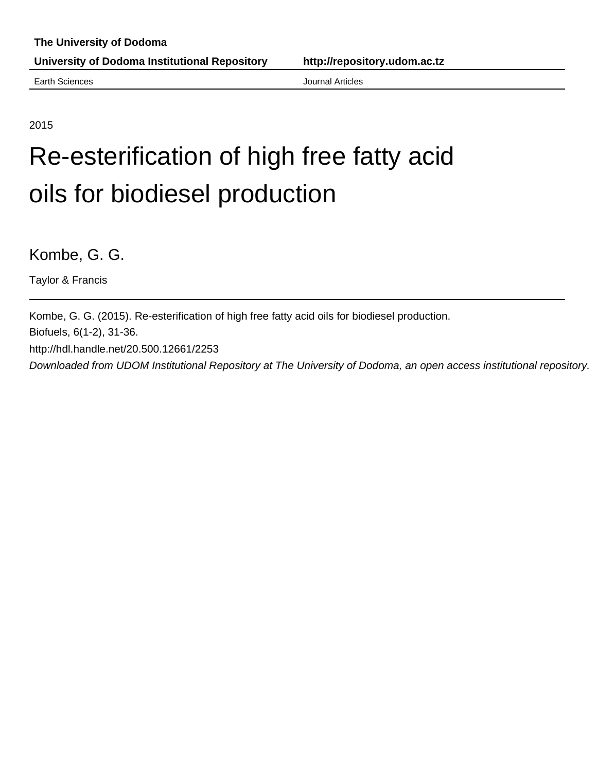**The University of Dodoma**

**University of Dodoma Institutional Repository** **http://repository.udom.ac.tz**

Earth Sciences Journal Articles

2015

# Re-esterification of high free fatty acid oils for biodiesel production

Kombe, G. G.

Taylor & Francis

---

Kombe, G. G. (2015). Re-esterification of high free fatty acid oils for biodiesel production. Biofuels, 6(1-2), 31-36.

http://hdl.handle.net/20.500.12661/2253

*Downloaded from UDOM Institutional Repository at The University of Dodoma, an open access institutional repository.*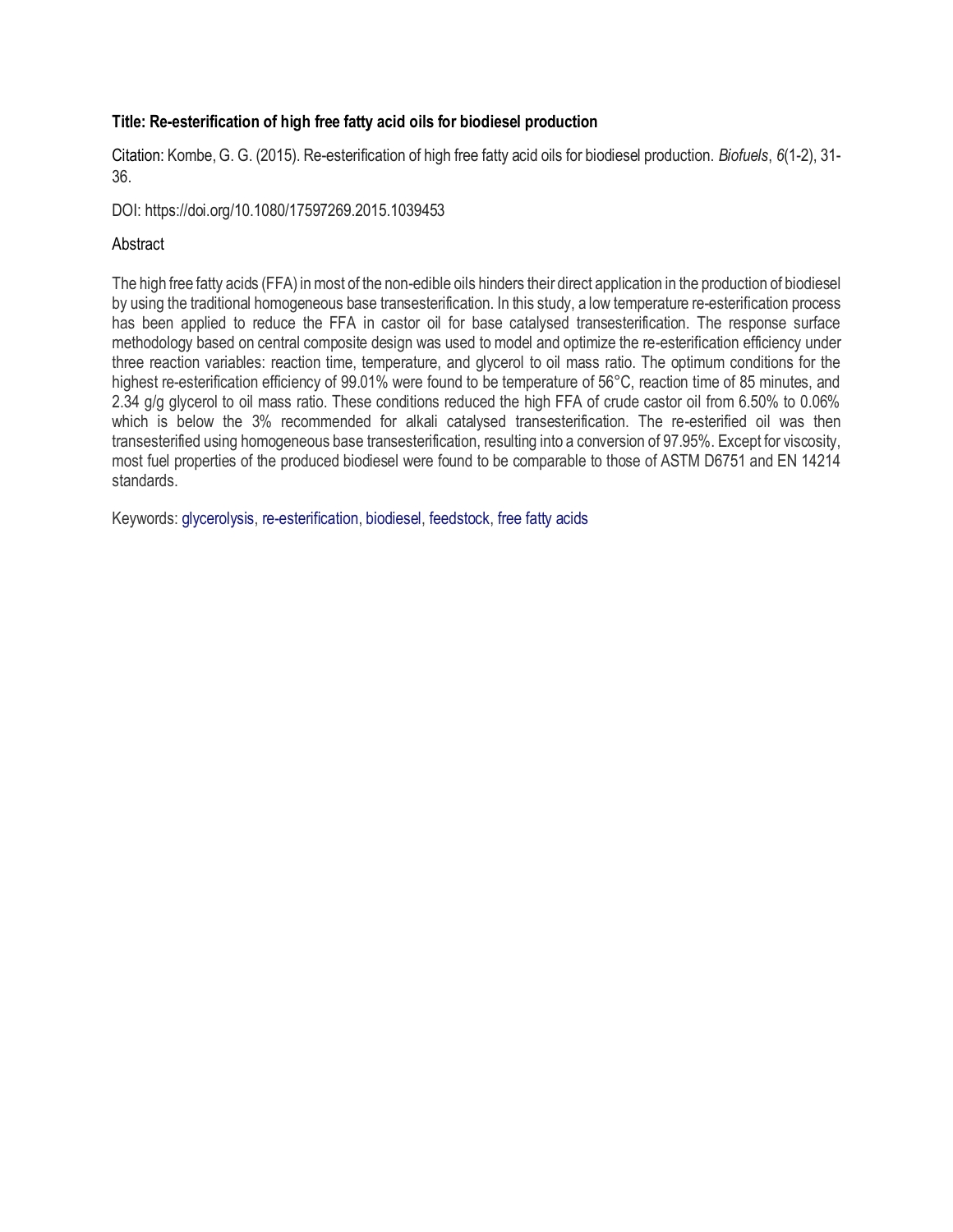**Title: Re-esterification of high free fatty acid oils for biodiesel production**

Citation: Kombe, G. G. (2015). Re-esterification of high free fatty acid oils for biodiesel production. *Biofuels*, *6*(1-2), 31-36.

DOI: https://doi.org/10.1080/17597269.2015.1039453

Abstract

The high free fatty acids (FFA) in most of the non-edible oils hinders their direct application in the production of biodiesel by using the traditional homogeneous base transesterification. In this study, a low temperature re-esterification process has been applied to reduce the FFA in castor oil for base catalysed transesterification. The response surface methodology based on central composite design was used to model and optimize the re-esterification efficiency under three reaction variables: reaction time, temperature, and glycerol to oil mass ratio. The optimum conditions for the highest re-esterification efficiency of 99.01% were found to be temperature of 56°C, reaction time of 85 minutes, and 2.34 g/g glycerol to oil mass ratio. These conditions reduced the high FFA of crude castor oil from 6.50% to 0.06% which is below the 3% recommended for alkali catalysed transesterification. The re-esterified oil was then transesterified using homogeneous base transesterification, resulting into a conversion of 97.95%. Except for viscosity, most fuel properties of the produced biodiesel were found to be comparable to those of ASTM D6751 and EN 14214 standards.

Keywords: glycerolysis, re-esterification, biodiesel, feedstock, free fatty acids